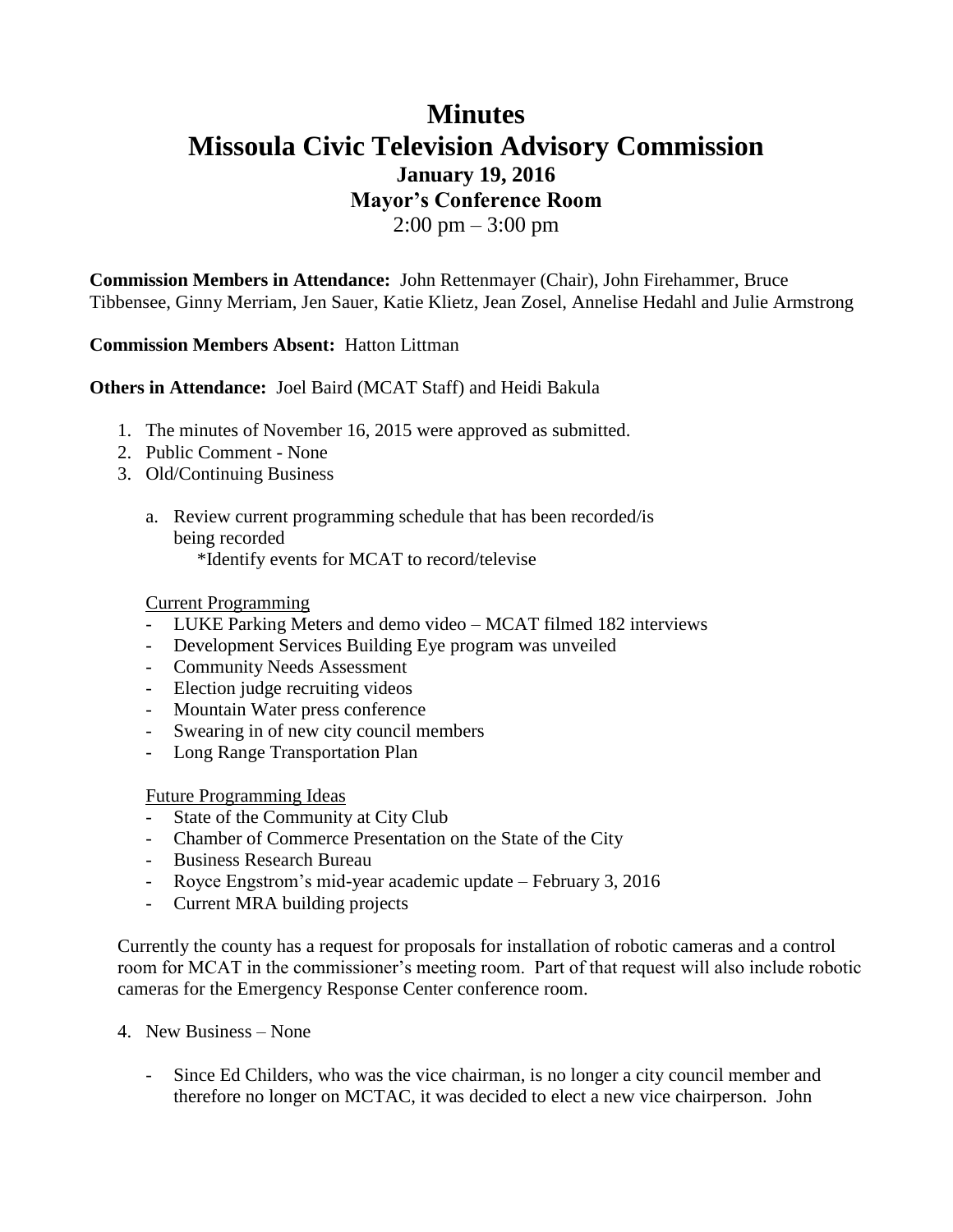# Minutes
# Missoula Civic Television Advisory Commission
### January 19, 2016
### Mayor's Conference Room
2:00 pm – 3:00 pm

**Commission Members in Attendance:** John Rettenmayer (Chair), John Firehammer, Bruce Tibbensee, Ginny Merriam, Jen Sauer, Katie Klietz, Jean Zosel, Annelise Hedahl and Julie Armstrong

**Commission Members Absent:** Hatton Littman

**Others in Attendance:** Joel Baird (MCAT Staff) and Heidi Bakula

1. The minutes of November 16, 2015 were approved as submitted.
2. Public Comment - None
3. Old/Continuing Business

   a. Review current programming schedule that has been recorded/is being recorded
      *Identify events for MCAT to record/televise

   Current Programming
   - LUKE Parking Meters and demo video – MCAT filmed 182 interviews
   - Development Services Building Eye program was unveiled
   - Community Needs Assessment
   - Election judge recruiting videos
   - Mountain Water press conference
   - Swearing in of new city council members
   - Long Range Transportation Plan

   Future Programming Ideas
   - State of the Community at City Club
   - Chamber of Commerce Presentation on the State of the City
   - Business Research Bureau
   - Royce Engstrom's mid-year academic update – February 3, 2016
   - Current MRA building projects

   Currently the county has a request for proposals for installation of robotic cameras and a control room for MCAT in the commissioner's meeting room. Part of that request will also include robotic cameras for the Emergency Response Center conference room.

4. New Business – None

   - Since Ed Childers, who was the vice chairman, is no longer a city council member and therefore no longer on MCTAC, it was decided to elect a new vice chairperson. John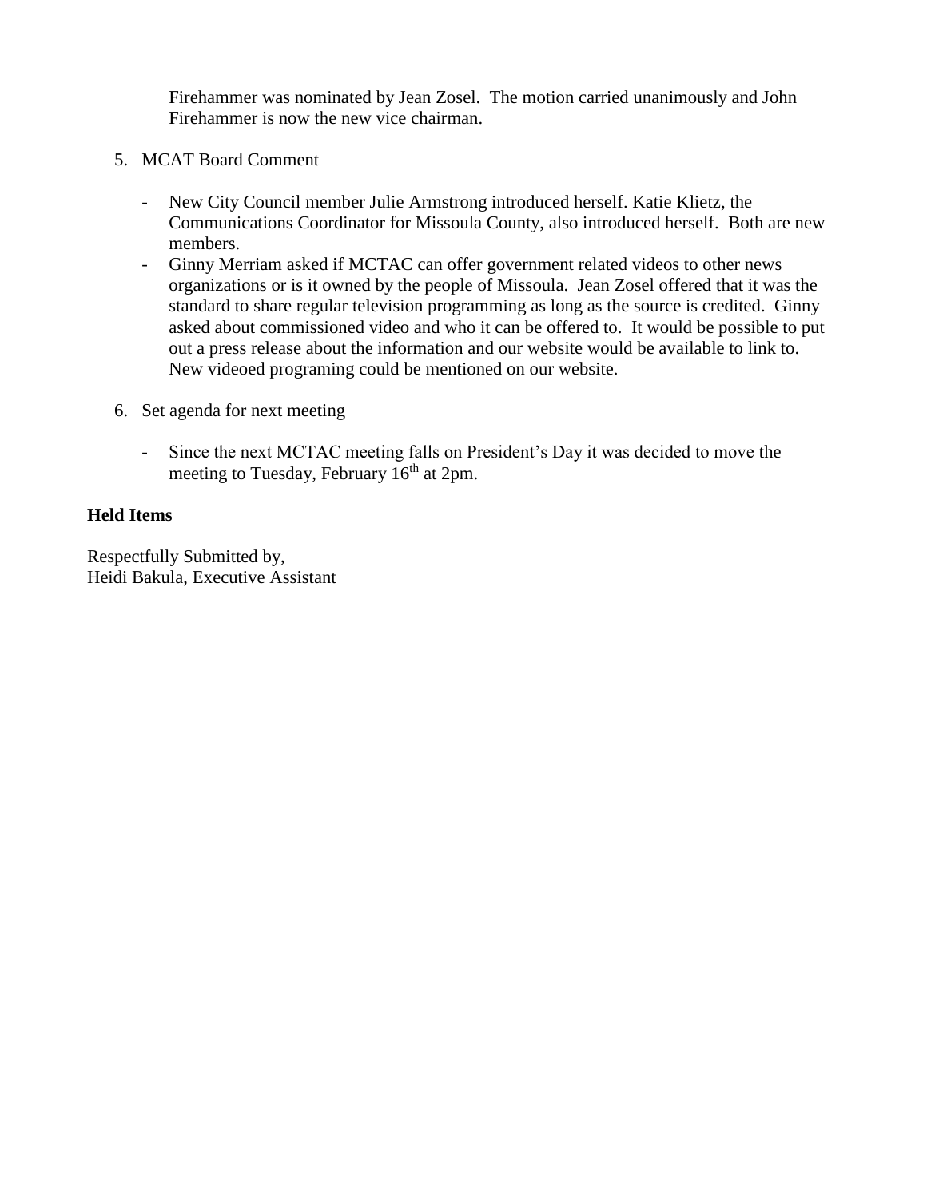Firehammer was nominated by Jean Zosel. The motion carried unanimously and John Firehammer is now the new vice chairman.

5. MCAT Board Comment

   - New City Council member Julie Armstrong introduced herself. Katie Klietz, the Communications Coordinator for Missoula County, also introduced herself. Both are new members.
   - Ginny Merriam asked if MCTAC can offer government related videos to other news organizations or is it owned by the people of Missoula. Jean Zosel offered that it was the standard to share regular television programming as long as the source is credited. Ginny asked about commissioned video and who it can be offered to. It would be possible to put out a press release about the information and our website would be available to link to. New videoed programing could be mentioned on our website.

6. Set agenda for next meeting

   - Since the next MCTAC meeting falls on President's Day it was decided to move the meeting to Tuesday, February 16th at 2pm.

**Held Items**

Respectfully Submitted by,
Heidi Bakula, Executive Assistant